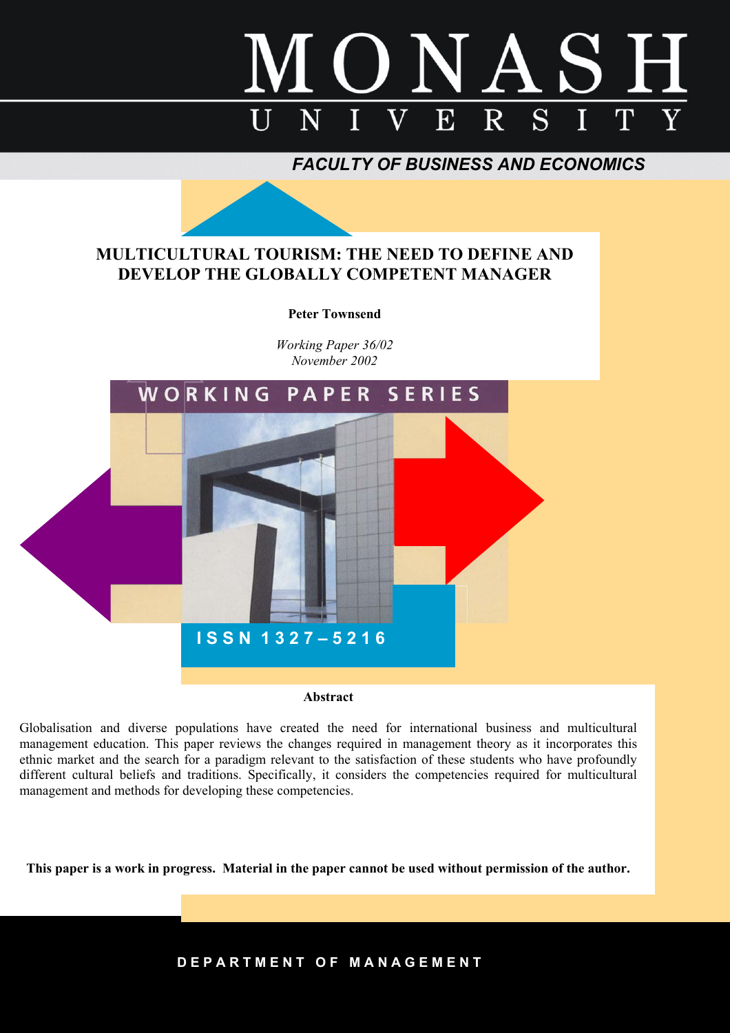MONASH UNIVERSITY

*FACULTY OF BUSINESS AND ECONOMICS*

# MULTICULTURAL TOURISM: THE NEED TO DEFINE AND DEVELOP THE GLOBALLY COMPETENT MANAGER

**Peter Townsend**

*Working Paper 36/02*
*November 2002*

WORKING PAPER SERIES

ISSN 1327–5216

## Abstract

Globalisation and diverse populations have created the need for international business and multicultural management education. This paper reviews the changes required in management theory as it incorporates this ethnic market and the search for a paradigm relevant to the satisfaction of these students who have profoundly different cultural beliefs and traditions. Specifically, it considers the competencies required for multicultural management and methods for developing these competencies.

**This paper is a work in progress. Material in the paper cannot be used without permission of the author.**

DEPARTMENT OF MANAGEMENT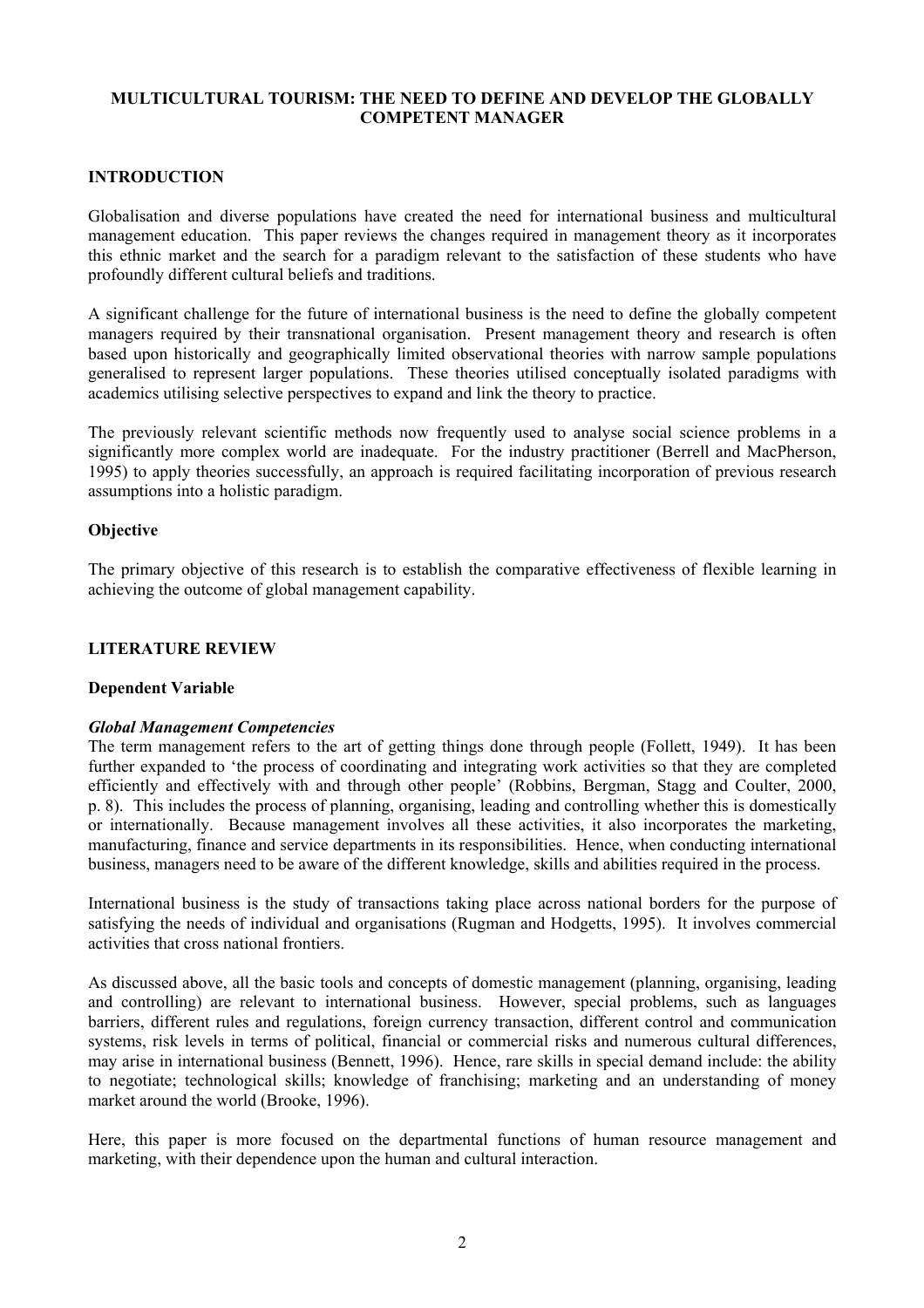# MULTICULTURAL TOURISM: THE NEED TO DEFINE AND DEVELOP THE GLOBALLY COMPETENT MANAGER

## INTRODUCTION

Globalisation and diverse populations have created the need for international business and multicultural management education. This paper reviews the changes required in management theory as it incorporates this ethnic market and the search for a paradigm relevant to the satisfaction of these students who have profoundly different cultural beliefs and traditions.

A significant challenge for the future of international business is the need to define the globally competent managers required by their transnational organisation. Present management theory and research is often based upon historically and geographically limited observational theories with narrow sample populations generalised to represent larger populations. These theories utilised conceptually isolated paradigms with academics utilising selective perspectives to expand and link the theory to practice.

The previously relevant scientific methods now frequently used to analyse social science problems in a significantly more complex world are inadequate. For the industry practitioner (Berrell and MacPherson, 1995) to apply theories successfully, an approach is required facilitating incorporation of previous research assumptions into a holistic paradigm.

### Objective

The primary objective of this research is to establish the comparative effectiveness of flexible learning in achieving the outcome of global management capability.

## LITERATURE REVIEW

### Dependent Variable

#### *Global Management Competencies*

The term management refers to the art of getting things done through people (Follett, 1949). It has been further expanded to 'the process of coordinating and integrating work activities so that they are completed efficiently and effectively with and through other people' (Robbins, Bergman, Stagg and Coulter, 2000, p. 8). This includes the process of planning, organising, leading and controlling whether this is domestically or internationally. Because management involves all these activities, it also incorporates the marketing, manufacturing, finance and service departments in its responsibilities. Hence, when conducting international business, managers need to be aware of the different knowledge, skills and abilities required in the process.

International business is the study of transactions taking place across national borders for the purpose of satisfying the needs of individual and organisations (Rugman and Hodgetts, 1995). It involves commercial activities that cross national frontiers.

As discussed above, all the basic tools and concepts of domestic management (planning, organising, leading and controlling) are relevant to international business. However, special problems, such as languages barriers, different rules and regulations, foreign currency transaction, different control and communication systems, risk levels in terms of political, financial or commercial risks and numerous cultural differences, may arise in international business (Bennett, 1996). Hence, rare skills in special demand include: the ability to negotiate; technological skills; knowledge of franchising; marketing and an understanding of money market around the world (Brooke, 1996).

Here, this paper is more focused on the departmental functions of human resource management and marketing, with their dependence upon the human and cultural interaction.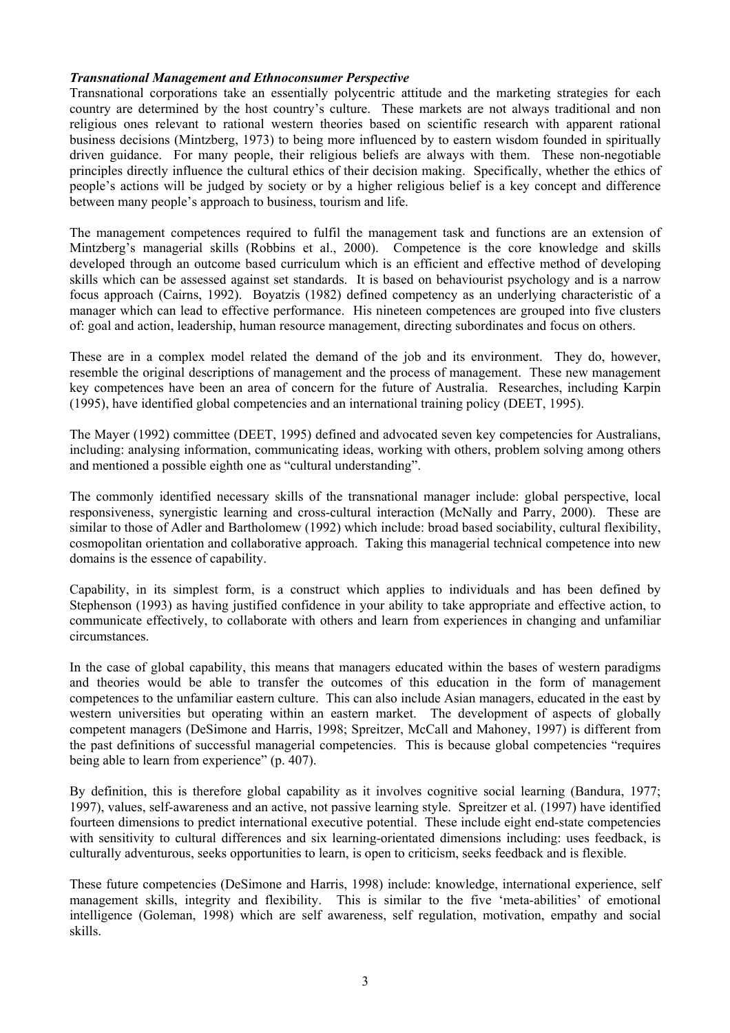***Transnational Management and Ethnoconsumer Perspective***

Transnational corporations take an essentially polycentric attitude and the marketing strategies for each country are determined by the host country's culture. These markets are not always traditional and non religious ones relevant to rational western theories based on scientific research with apparent rational business decisions (Mintzberg, 1973) to being more influenced by to eastern wisdom founded in spiritually driven guidance. For many people, their religious beliefs are always with them. These non-negotiable principles directly influence the cultural ethics of their decision making. Specifically, whether the ethics of people's actions will be judged by society or by a higher religious belief is a key concept and difference between many people's approach to business, tourism and life.

The management competences required to fulfil the management task and functions are an extension of Mintzberg's managerial skills (Robbins et al., 2000). Competence is the core knowledge and skills developed through an outcome based curriculum which is an efficient and effective method of developing skills which can be assessed against set standards. It is based on behaviourist psychology and is a narrow focus approach (Cairns, 1992). Boyatzis (1982) defined competency as an underlying characteristic of a manager which can lead to effective performance. His nineteen competences are grouped into five clusters of: goal and action, leadership, human resource management, directing subordinates and focus on others.

These are in a complex model related the demand of the job and its environment. They do, however, resemble the original descriptions of management and the process of management. These new management key competences have been an area of concern for the future of Australia. Researches, including Karpin (1995), have identified global competencies and an international training policy (DEET, 1995).

The Mayer (1992) committee (DEET, 1995) defined and advocated seven key competencies for Australians, including: analysing information, communicating ideas, working with others, problem solving among others and mentioned a possible eighth one as "cultural understanding".

The commonly identified necessary skills of the transnational manager include: global perspective, local responsiveness, synergistic learning and cross-cultural interaction (McNally and Parry, 2000). These are similar to those of Adler and Bartholomew (1992) which include: broad based sociability, cultural flexibility, cosmopolitan orientation and collaborative approach. Taking this managerial technical competence into new domains is the essence of capability.

Capability, in its simplest form, is a construct which applies to individuals and has been defined by Stephenson (1993) as having justified confidence in your ability to take appropriate and effective action, to communicate effectively, to collaborate with others and learn from experiences in changing and unfamiliar circumstances.

In the case of global capability, this means that managers educated within the bases of western paradigms and theories would be able to transfer the outcomes of this education in the form of management competences to the unfamiliar eastern culture. This can also include Asian managers, educated in the east by western universities but operating within an eastern market. The development of aspects of globally competent managers (DeSimone and Harris, 1998; Spreitzer, McCall and Mahoney, 1997) is different from the past definitions of successful managerial competencies. This is because global competencies "requires being able to learn from experience" (p. 407).

By definition, this is therefore global capability as it involves cognitive social learning (Bandura, 1977; 1997), values, self-awareness and an active, not passive learning style. Spreitzer et al. (1997) have identified fourteen dimensions to predict international executive potential. These include eight end-state competencies with sensitivity to cultural differences and six learning-orientated dimensions including: uses feedback, is culturally adventurous, seeks opportunities to learn, is open to criticism, seeks feedback and is flexible.

These future competencies (DeSimone and Harris, 1998) include: knowledge, international experience, self management skills, integrity and flexibility. This is similar to the five 'meta-abilities' of emotional intelligence (Goleman, 1998) which are self awareness, self regulation, motivation, empathy and social skills.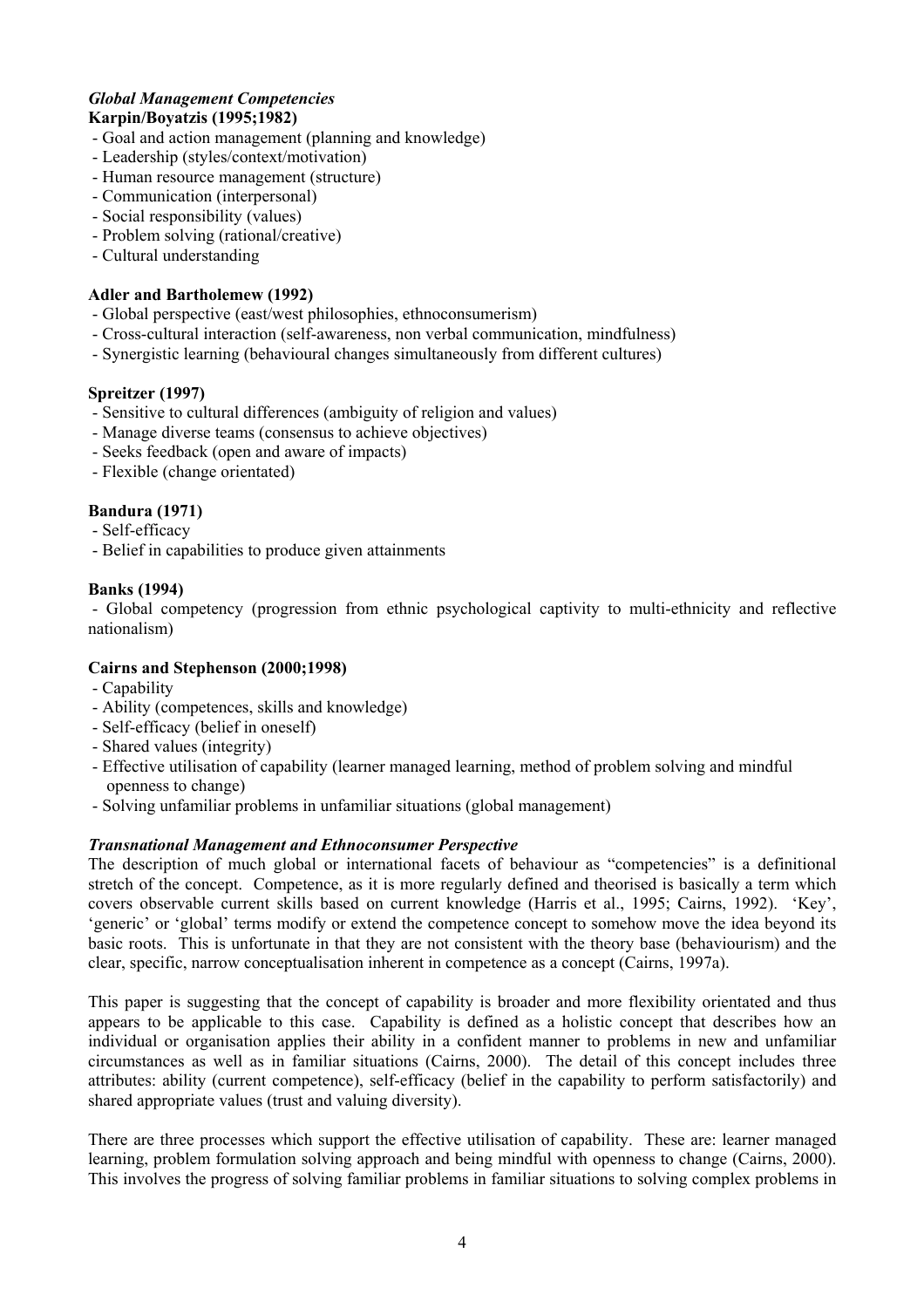### *Global Management Competencies*

**Karpin/Boyatzis (1995;1982)**

- Goal and action management (planning and knowledge)
- Leadership (styles/context/motivation)
- Human resource management (structure)
- Communication (interpersonal)
- Social responsibility (values)
- Problem solving (rational/creative)
- Cultural understanding

**Adler and Bartholemew (1992)**

- Global perspective (east/west philosophies, ethnoconsumerism)
- Cross-cultural interaction (self-awareness, non verbal communication, mindfulness)
- Synergistic learning (behavioural changes simultaneously from different cultures)

**Spreitzer (1997)**

- Sensitive to cultural differences (ambiguity of religion and values)
- Manage diverse teams (consensus to achieve objectives)
- Seeks feedback (open and aware of impacts)
- Flexible (change orientated)

**Bandura (1971)**

- Self-efficacy
- Belief in capabilities to produce given attainments

**Banks (1994)**

- Global competency (progression from ethnic psychological captivity to multi-ethnicity and reflective nationalism)

**Cairns and Stephenson (2000;1998)**

- Capability
- Ability (competences, skills and knowledge)
- Self-efficacy (belief in oneself)
- Shared values (integrity)
- Effective utilisation of capability (learner managed learning, method of problem solving and mindful openness to change)
- Solving unfamiliar problems in unfamiliar situations (global management)

### *Transnational Management and Ethnoconsumer Perspective*

The description of much global or international facets of behaviour as "competencies" is a definitional stretch of the concept. Competence, as it is more regularly defined and theorised is basically a term which covers observable current skills based on current knowledge (Harris et al., 1995; Cairns, 1992). 'Key', 'generic' or 'global' terms modify or extend the competence concept to somehow move the idea beyond its basic roots. This is unfortunate in that they are not consistent with the theory base (behaviourism) and the clear, specific, narrow conceptualisation inherent in competence as a concept (Cairns, 1997a).

This paper is suggesting that the concept of capability is broader and more flexibility orientated and thus appears to be applicable to this case. Capability is defined as a holistic concept that describes how an individual or organisation applies their ability in a confident manner to problems in new and unfamiliar circumstances as well as in familiar situations (Cairns, 2000). The detail of this concept includes three attributes: ability (current competence), self-efficacy (belief in the capability to perform satisfactorily) and shared appropriate values (trust and valuing diversity).

There are three processes which support the effective utilisation of capability. These are: learner managed learning, problem formulation solving approach and being mindful with openness to change (Cairns, 2000). This involves the progress of solving familiar problems in familiar situations to solving complex problems in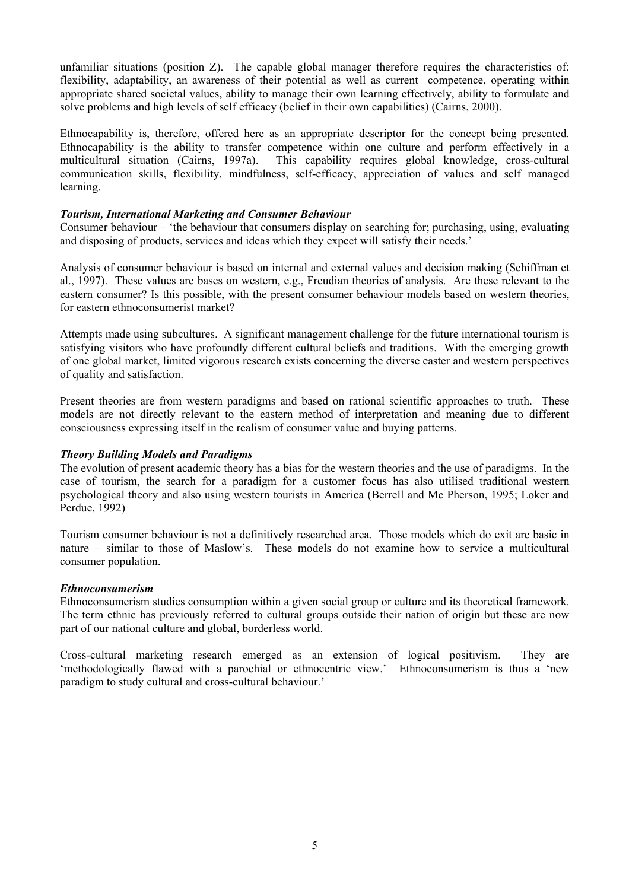unfamiliar situations (position Z). The capable global manager therefore requires the characteristics of: flexibility, adaptability, an awareness of their potential as well as current competence, operating within appropriate shared societal values, ability to manage their own learning effectively, ability to formulate and solve problems and high levels of self efficacy (belief in their own capabilities) (Cairns, 2000).

Ethnocapability is, therefore, offered here as an appropriate descriptor for the concept being presented. Ethnocapability is the ability to transfer competence within one culture and perform effectively in a multicultural situation (Cairns, 1997a). This capability requires global knowledge, cross-cultural communication skills, flexibility, mindfulness, self-efficacy, appreciation of values and self managed learning.

### *Tourism, International Marketing and Consumer Behaviour*

Consumer behaviour – 'the behaviour that consumers display on searching for; purchasing, using, evaluating and disposing of products, services and ideas which they expect will satisfy their needs.'

Analysis of consumer behaviour is based on internal and external values and decision making (Schiffman et al., 1997). These values are bases on western, e.g., Freudian theories of analysis. Are these relevant to the eastern consumer? Is this possible, with the present consumer behaviour models based on western theories, for eastern ethnoconsumerist market?

Attempts made using subcultures. A significant management challenge for the future international tourism is satisfying visitors who have profoundly different cultural beliefs and traditions. With the emerging growth of one global market, limited vigorous research exists concerning the diverse easter and western perspectives of quality and satisfaction.

Present theories are from western paradigms and based on rational scientific approaches to truth. These models are not directly relevant to the eastern method of interpretation and meaning due to different consciousness expressing itself in the realism of consumer value and buying patterns.

### *Theory Building Models and Paradigms*

The evolution of present academic theory has a bias for the western theories and the use of paradigms. In the case of tourism, the search for a paradigm for a customer focus has also utilised traditional western psychological theory and also using western tourists in America (Berrell and Mc Pherson, 1995; Loker and Perdue, 1992)

Tourism consumer behaviour is not a definitively researched area. Those models which do exit are basic in nature – similar to those of Maslow's. These models do not examine how to service a multicultural consumer population.

### *Ethnoconsumerism*

Ethnoconsumerism studies consumption within a given social group or culture and its theoretical framework. The term ethnic has previously referred to cultural groups outside their nation of origin but these are now part of our national culture and global, borderless world.

Cross-cultural marketing research emerged as an extension of logical positivism. They are 'methodologically flawed with a parochial or ethnocentric view.' Ethnoconsumerism is thus a 'new paradigm to study cultural and cross-cultural behaviour.'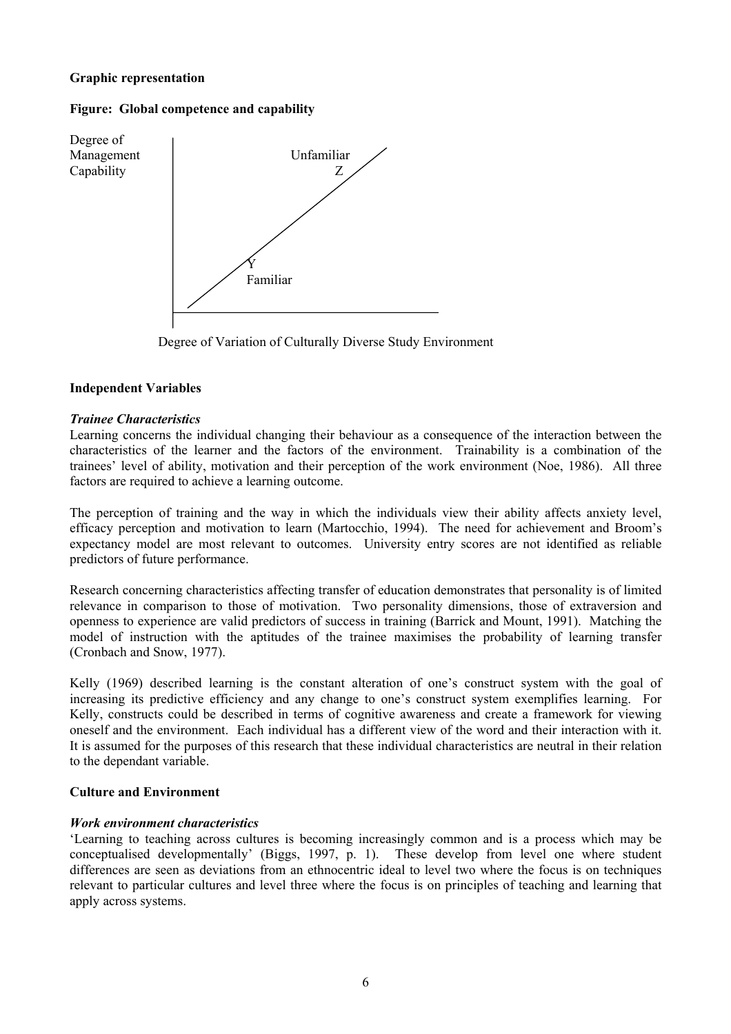**Graphic representation**

**Figure: Global competence and capability**

Degree of Management Capability

Unfamiliar
Z

Y
Familiar

Degree of Variation of Culturally Diverse Study Environment

**Independent Variables**

***Trainee Characteristics***

Learning concerns the individual changing their behaviour as a consequence of the interaction between the characteristics of the learner and the factors of the environment. Trainability is a combination of the trainees' level of ability, motivation and their perception of the work environment (Noe, 1986). All three factors are required to achieve a learning outcome.

The perception of training and the way in which the individuals view their ability affects anxiety level, efficacy perception and motivation to learn (Martocchio, 1994). The need for achievement and Broom's expectancy model are most relevant to outcomes. University entry scores are not identified as reliable predictors of future performance.

Research concerning characteristics affecting transfer of education demonstrates that personality is of limited relevance in comparison to those of motivation. Two personality dimensions, those of extraversion and openness to experience are valid predictors of success in training (Barrick and Mount, 1991). Matching the model of instruction with the aptitudes of the trainee maximises the probability of learning transfer (Cronbach and Snow, 1977).

Kelly (1969) described learning is the constant alteration of one's construct system with the goal of increasing its predictive efficiency and any change to one's construct system exemplifies learning. For Kelly, constructs could be described in terms of cognitive awareness and create a framework for viewing oneself and the environment. Each individual has a different view of the word and their interaction with it. It is assumed for the purposes of this research that these individual characteristics are neutral in their relation to the dependant variable.

**Culture and Environment**

***Work environment characteristics***

'Learning to teaching across cultures is becoming increasingly common and is a process which may be conceptualised developmentally' (Biggs, 1997, p. 1). These develop from level one where student differences are seen as deviations from an ethnocentric ideal to level two where the focus is on techniques relevant to particular cultures and level three where the focus is on principles of teaching and learning that apply across systems.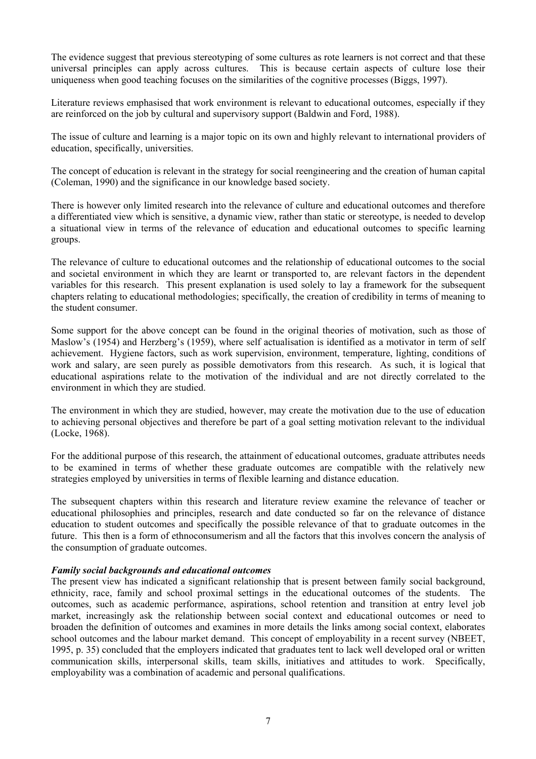The evidence suggest that previous stereotyping of some cultures as rote learners is not correct and that these universal principles can apply across cultures. This is because certain aspects of culture lose their uniqueness when good teaching focuses on the similarities of the cognitive processes (Biggs, 1997).

Literature reviews emphasised that work environment is relevant to educational outcomes, especially if they are reinforced on the job by cultural and supervisory support (Baldwin and Ford, 1988).

The issue of culture and learning is a major topic on its own and highly relevant to international providers of education, specifically, universities.

The concept of education is relevant in the strategy for social reengineering and the creation of human capital (Coleman, 1990) and the significance in our knowledge based society.

There is however only limited research into the relevance of culture and educational outcomes and therefore a differentiated view which is sensitive, a dynamic view, rather than static or stereotype, is needed to develop a situational view in terms of the relevance of education and educational outcomes to specific learning groups.

The relevance of culture to educational outcomes and the relationship of educational outcomes to the social and societal environment in which they are learnt or transported to, are relevant factors in the dependent variables for this research. This present explanation is used solely to lay a framework for the subsequent chapters relating to educational methodologies; specifically, the creation of credibility in terms of meaning to the student consumer.

Some support for the above concept can be found in the original theories of motivation, such as those of Maslow's (1954) and Herzberg's (1959), where self actualisation is identified as a motivator in term of self achievement. Hygiene factors, such as work supervision, environment, temperature, lighting, conditions of work and salary, are seen purely as possible demotivators from this research. As such, it is logical that educational aspirations relate to the motivation of the individual and are not directly correlated to the environment in which they are studied.

The environment in which they are studied, however, may create the motivation due to the use of education to achieving personal objectives and therefore be part of a goal setting motivation relevant to the individual (Locke, 1968).

For the additional purpose of this research, the attainment of educational outcomes, graduate attributes needs to be examined in terms of whether these graduate outcomes are compatible with the relatively new strategies employed by universities in terms of flexible learning and distance education.

The subsequent chapters within this research and literature review examine the relevance of teacher or educational philosophies and principles, research and date conducted so far on the relevance of distance education to student outcomes and specifically the possible relevance of that to graduate outcomes in the future. This then is a form of ethnoconsumerism and all the factors that this involves concern the analysis of the consumption of graduate outcomes.

***Family social backgrounds and educational outcomes***

The present view has indicated a significant relationship that is present between family social background, ethnicity, race, family and school proximal settings in the educational outcomes of the students. The outcomes, such as academic performance, aspirations, school retention and transition at entry level job market, increasingly ask the relationship between social context and educational outcomes or need to broaden the definition of outcomes and examines in more details the links among social context, elaborates school outcomes and the labour market demand. This concept of employability in a recent survey (NBEET, 1995, p. 35) concluded that the employers indicated that graduates tent to lack well developed oral or written communication skills, interpersonal skills, team skills, initiatives and attitudes to work. Specifically, employability was a combination of academic and personal qualifications.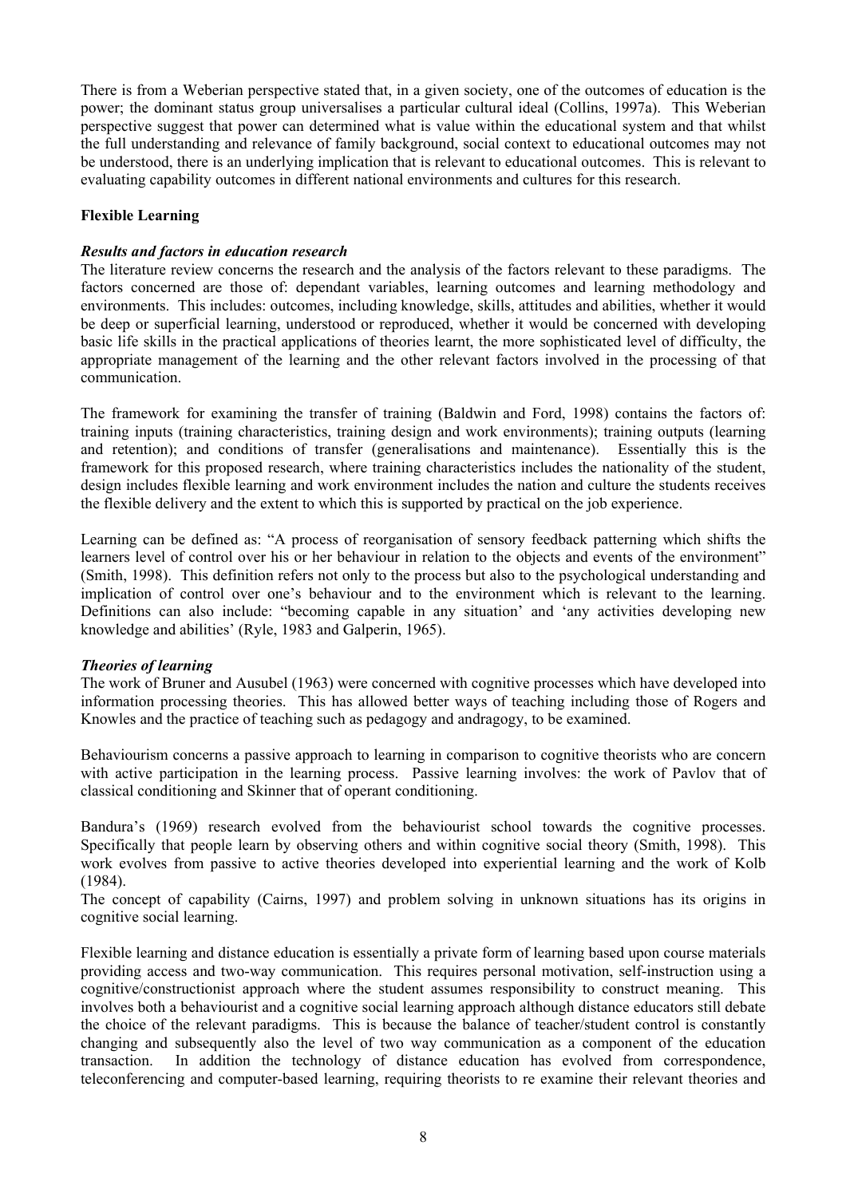There is from a Weberian perspective stated that, in a given society, one of the outcomes of education is the power; the dominant status group universalises a particular cultural ideal (Collins, 1997a). This Weberian perspective suggest that power can determined what is value within the educational system and that whilst the full understanding and relevance of family background, social context to educational outcomes may not be understood, there is an underlying implication that is relevant to educational outcomes. This is relevant to evaluating capability outcomes in different national environments and cultures for this research.

## Flexible Learning

### *Results and factors in education research*

The literature review concerns the research and the analysis of the factors relevant to these paradigms. The factors concerned are those of: dependant variables, learning outcomes and learning methodology and environments. This includes: outcomes, including knowledge, skills, attitudes and abilities, whether it would be deep or superficial learning, understood or reproduced, whether it would be concerned with developing basic life skills in the practical applications of theories learnt, the more sophisticated level of difficulty, the appropriate management of the learning and the other relevant factors involved in the processing of that communication.

The framework for examining the transfer of training (Baldwin and Ford, 1998) contains the factors of: training inputs (training characteristics, training design and work environments); training outputs (learning and retention); and conditions of transfer (generalisations and maintenance). Essentially this is the framework for this proposed research, where training characteristics includes the nationality of the student, design includes flexible learning and work environment includes the nation and culture the students receives the flexible delivery and the extent to which this is supported by practical on the job experience.

Learning can be defined as: "A process of reorganisation of sensory feedback patterning which shifts the learners level of control over his or her behaviour in relation to the objects and events of the environment" (Smith, 1998). This definition refers not only to the process but also to the psychological understanding and implication of control over one's behaviour and to the environment which is relevant to the learning. Definitions can also include: "becoming capable in any situation' and 'any activities developing new knowledge and abilities' (Ryle, 1983 and Galperin, 1965).

### *Theories of learning*

The work of Bruner and Ausubel (1963) were concerned with cognitive processes which have developed into information processing theories. This has allowed better ways of teaching including those of Rogers and Knowles and the practice of teaching such as pedagogy and andragogy, to be examined.

Behaviourism concerns a passive approach to learning in comparison to cognitive theorists who are concern with active participation in the learning process. Passive learning involves: the work of Pavlov that of classical conditioning and Skinner that of operant conditioning.

Bandura's (1969) research evolved from the behaviourist school towards the cognitive processes. Specifically that people learn by observing others and within cognitive social theory (Smith, 1998). This work evolves from passive to active theories developed into experiential learning and the work of Kolb (1984).

The concept of capability (Cairns, 1997) and problem solving in unknown situations has its origins in cognitive social learning.

Flexible learning and distance education is essentially a private form of learning based upon course materials providing access and two-way communication. This requires personal motivation, self-instruction using a cognitive/constructionist approach where the student assumes responsibility to construct meaning. This involves both a behaviourist and a cognitive social learning approach although distance educators still debate the choice of the relevant paradigms. This is because the balance of teacher/student control is constantly changing and subsequently also the level of two way communication as a component of the education transaction. In addition the technology of distance education has evolved from correspondence, teleconferencing and computer-based learning, requiring theorists to re examine their relevant theories and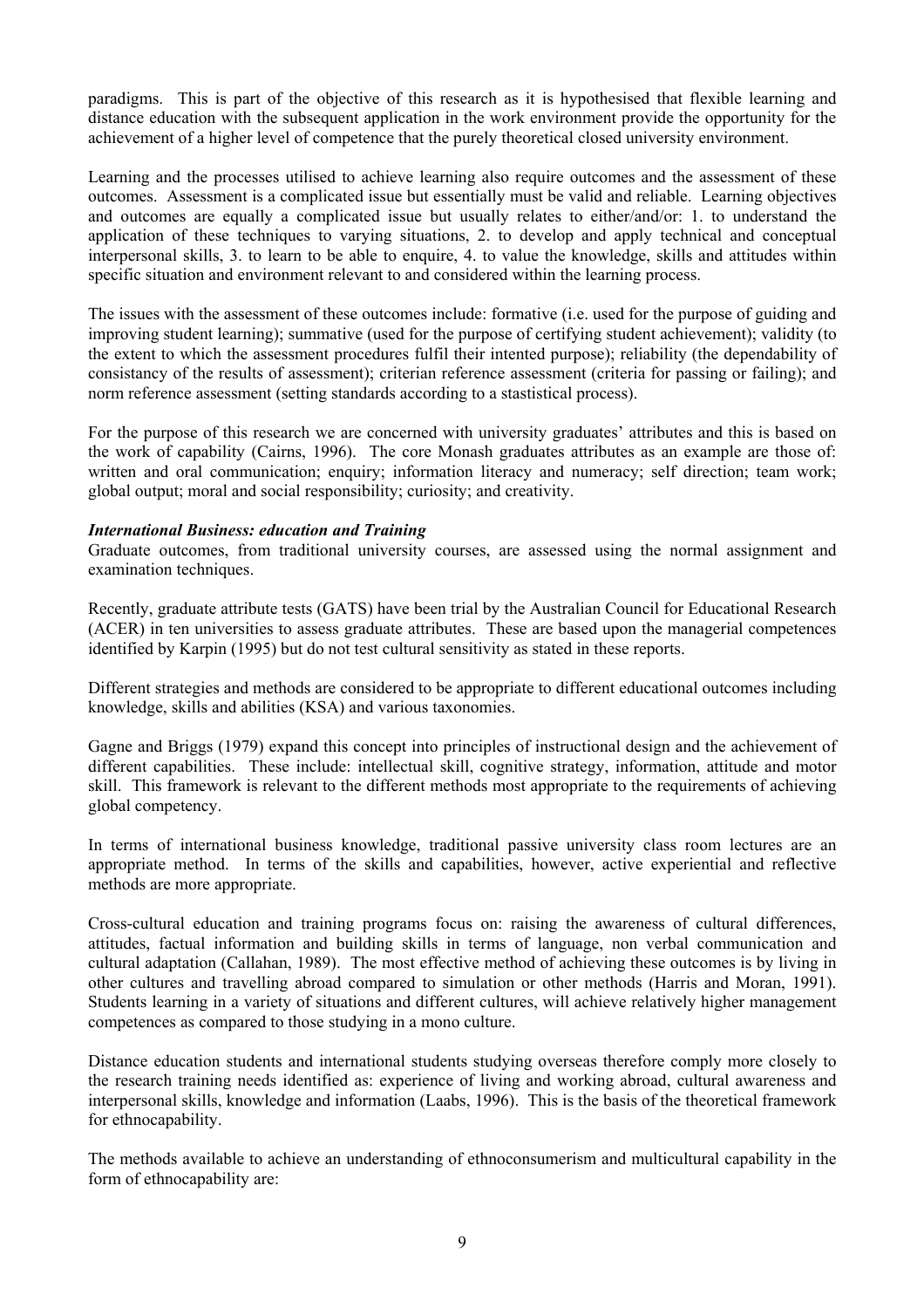paradigms. This is part of the objective of this research as it is hypothesised that flexible learning and distance education with the subsequent application in the work environment provide the opportunity for the achievement of a higher level of competence that the purely theoretical closed university environment.

Learning and the processes utilised to achieve learning also require outcomes and the assessment of these outcomes. Assessment is a complicated issue but essentially must be valid and reliable. Learning objectives and outcomes are equally a complicated issue but usually relates to either/and/or: 1. to understand the application of these techniques to varying situations, 2. to develop and apply technical and conceptual interpersonal skills, 3. to learn to be able to enquire, 4. to value the knowledge, skills and attitudes within specific situation and environment relevant to and considered within the learning process.

The issues with the assessment of these outcomes include: formative (i.e. used for the purpose of guiding and improving student learning); summative (used for the purpose of certifying student achievement); validity (to the extent to which the assessment procedures fulfil their intented purpose); reliability (the dependability of consistancy of the results of assessment); criterian reference assessment (criteria for passing or failing); and norm reference assessment (setting standards according to a stastistical process).

For the purpose of this research we are concerned with university graduates' attributes and this is based on the work of capability (Cairns, 1996). The core Monash graduates attributes as an example are those of: written and oral communication; enquiry; information literacy and numeracy; self direction; team work; global output; moral and social responsibility; curiosity; and creativity.

***International Business: education and Training***

Graduate outcomes, from traditional university courses, are assessed using the normal assignment and examination techniques.

Recently, graduate attribute tests (GATS) have been trial by the Australian Council for Educational Research (ACER) in ten universities to assess graduate attributes. These are based upon the managerial competences identified by Karpin (1995) but do not test cultural sensitivity as stated in these reports.

Different strategies and methods are considered to be appropriate to different educational outcomes including knowledge, skills and abilities (KSA) and various taxonomies.

Gagne and Briggs (1979) expand this concept into principles of instructional design and the achievement of different capabilities. These include: intellectual skill, cognitive strategy, information, attitude and motor skill. This framework is relevant to the different methods most appropriate to the requirements of achieving global competency.

In terms of international business knowledge, traditional passive university class room lectures are an appropriate method. In terms of the skills and capabilities, however, active experiential and reflective methods are more appropriate.

Cross-cultural education and training programs focus on: raising the awareness of cultural differences, attitudes, factual information and building skills in terms of language, non verbal communication and cultural adaptation (Callahan, 1989). The most effective method of achieving these outcomes is by living in other cultures and travelling abroad compared to simulation or other methods (Harris and Moran, 1991). Students learning in a variety of situations and different cultures, will achieve relatively higher management competences as compared to those studying in a mono culture.

Distance education students and international students studying overseas therefore comply more closely to the research training needs identified as: experience of living and working abroad, cultural awareness and interpersonal skills, knowledge and information (Laabs, 1996). This is the basis of the theoretical framework for ethnocapability.

The methods available to achieve an understanding of ethnoconsumerism and multicultural capability in the form of ethnocapability are: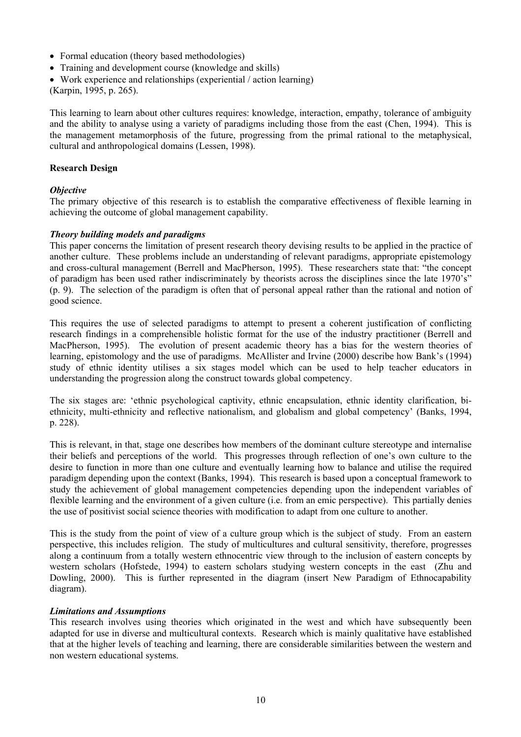- Formal education (theory based methodologies)
- Training and development course (knowledge and skills)
- Work experience and relationships (experiential / action learning)

(Karpin, 1995, p. 265).

This learning to learn about other cultures requires: knowledge, interaction, empathy, tolerance of ambiguity and the ability to analyse using a variety of paradigms including those from the east (Chen, 1994). This is the management metamorphosis of the future, progressing from the primal rational to the metaphysical, cultural and anthropological domains (Lessen, 1998).

**Research Design**

***Objective***

The primary objective of this research is to establish the comparative effectiveness of flexible learning in achieving the outcome of global management capability.

***Theory building models and paradigms***

This paper concerns the limitation of present research theory devising results to be applied in the practice of another culture. These problems include an understanding of relevant paradigms, appropriate epistemology and cross-cultural management (Berrell and MacPherson, 1995). These researchers state that: "the concept of paradigm has been used rather indiscriminately by theorists across the disciplines since the late 1970's" (p. 9). The selection of the paradigm is often that of personal appeal rather than the rational and notion of good science.

This requires the use of selected paradigms to attempt to present a coherent justification of conflicting research findings in a comprehensible holistic format for the use of the industry practitioner (Berrell and MacPherson, 1995). The evolution of present academic theory has a bias for the western theories of learning, epistomology and the use of paradigms. McAllister and Irvine (2000) describe how Bank's (1994) study of ethnic identity utilises a six stages model which can be used to help teacher educators in understanding the progression along the construct towards global competency.

The six stages are: 'ethnic psychological captivity, ethnic encapsulation, ethnic identity clarification, bi-ethnicity, multi-ethnicity and reflective nationalism, and globalism and global competency' (Banks, 1994, p. 228).

This is relevant, in that, stage one describes how members of the dominant culture stereotype and internalise their beliefs and perceptions of the world. This progresses through reflection of one's own culture to the desire to function in more than one culture and eventually learning how to balance and utilise the required paradigm depending upon the context (Banks, 1994). This research is based upon a conceptual framework to study the achievement of global management competencies depending upon the independent variables of flexible learning and the environment of a given culture (i.e. from an emic perspective). This partially denies the use of positivist social science theories with modification to adapt from one culture to another.

This is the study from the point of view of a culture group which is the subject of study. From an eastern perspective, this includes religion. The study of multicultures and cultural sensitivity, therefore, progresses along a continuum from a totally western ethnocentric view through to the inclusion of eastern concepts by western scholars (Hofstede, 1994) to eastern scholars studying western concepts in the east (Zhu and Dowling, 2000). This is further represented in the diagram (insert New Paradigm of Ethnocapability diagram).

***Limitations and Assumptions***

This research involves using theories which originated in the west and which have subsequently been adapted for use in diverse and multicultural contexts. Research which is mainly qualitative have established that at the higher levels of teaching and learning, there are considerable similarities between the western and non western educational systems.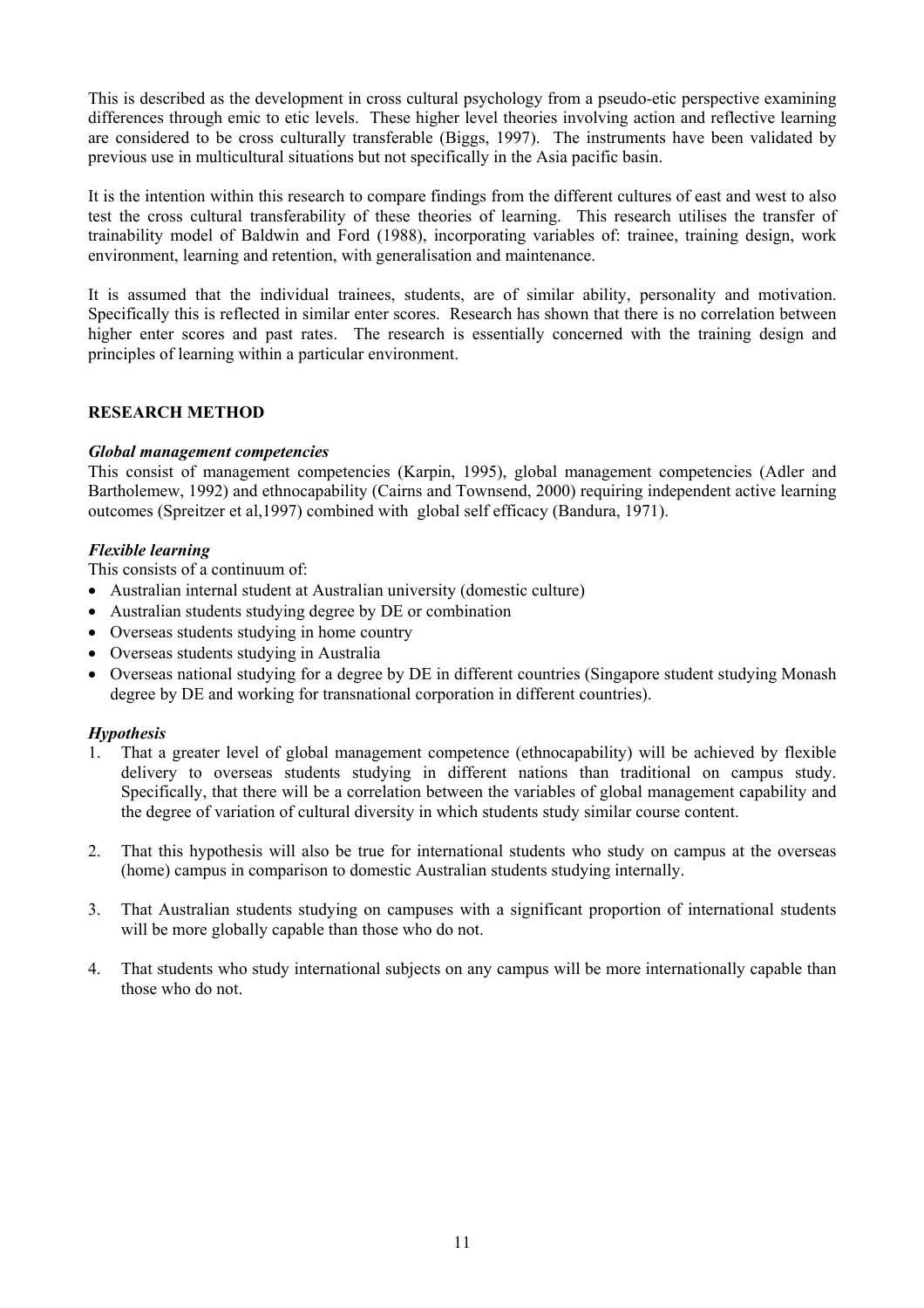This is described as the development in cross cultural psychology from a pseudo-etic perspective examining differences through emic to etic levels. These higher level theories involving action and reflective learning are considered to be cross culturally transferable (Biggs, 1997). The instruments have been validated by previous use in multicultural situations but not specifically in the Asia pacific basin.

It is the intention within this research to compare findings from the different cultures of east and west to also test the cross cultural transferability of these theories of learning. This research utilises the transfer of trainability model of Baldwin and Ford (1988), incorporating variables of: trainee, training design, work environment, learning and retention, with generalisation and maintenance.

It is assumed that the individual trainees, students, are of similar ability, personality and motivation. Specifically this is reflected in similar enter scores. Research has shown that there is no correlation between higher enter scores and past rates. The research is essentially concerned with the training design and principles of learning within a particular environment.

## RESEARCH METHOD

### *Global management competencies*

This consist of management competencies (Karpin, 1995), global management competencies (Adler and Bartholemew, 1992) and ethnocapability (Cairns and Townsend, 2000) requiring independent active learning outcomes (Spreitzer et al,1997) combined with global self efficacy (Bandura, 1971).

### *Flexible learning*

This consists of a continuum of:

- Australian internal student at Australian university (domestic culture)
- Australian students studying degree by DE or combination
- Overseas students studying in home country
- Overseas students studying in Australia
- Overseas national studying for a degree by DE in different countries (Singapore student studying Monash degree by DE and working for transnational corporation in different countries).

### *Hypothesis*

1. That a greater level of global management competence (ethnocapability) will be achieved by flexible delivery to overseas students studying in different nations than traditional on campus study. Specifically, that there will be a correlation between the variables of global management capability and the degree of variation of cultural diversity in which students study similar course content.

2. That this hypothesis will also be true for international students who study on campus at the overseas (home) campus in comparison to domestic Australian students studying internally.

3. That Australian students studying on campuses with a significant proportion of international students will be more globally capable than those who do not.

4. That students who study international subjects on any campus will be more internationally capable than those who do not.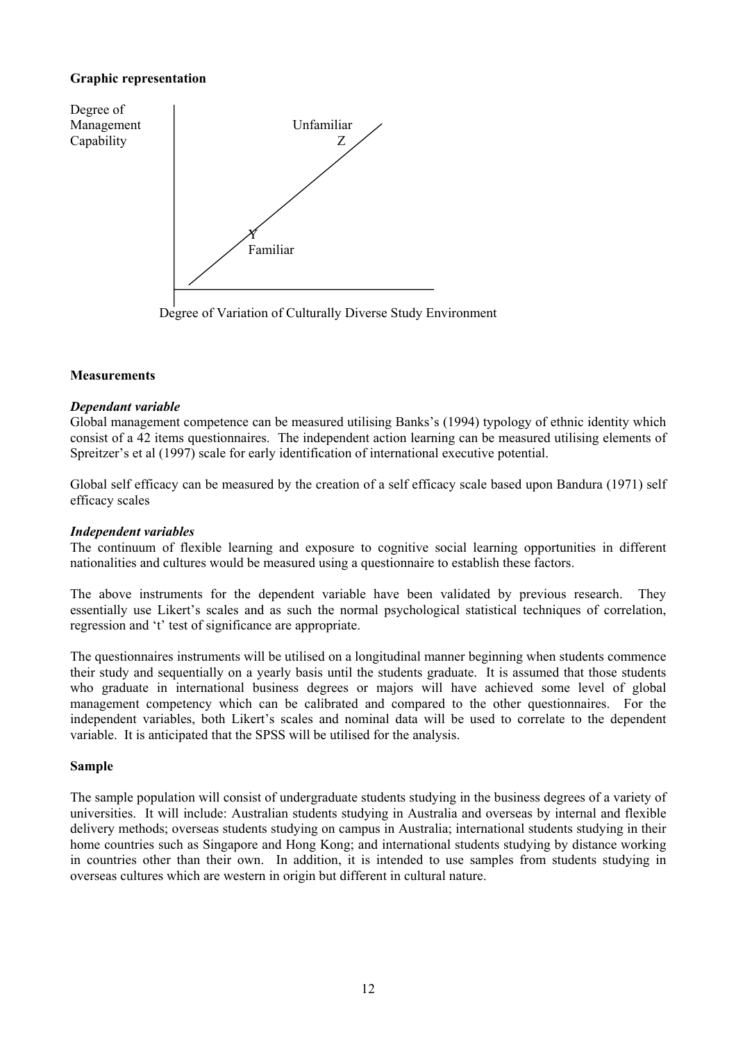**Graphic representation**

Degree of Management Capability

Unfamiliar
Z

Y
Familiar

Degree of Variation of Culturally Diverse Study Environment

**Measurements**

***Dependant variable***

Global management competence can be measured utilising Banks's (1994) typology of ethnic identity which consist of a 42 items questionnaires. The independent action learning can be measured utilising elements of Spreitzer's et al (1997) scale for early identification of international executive potential.

Global self efficacy can be measured by the creation of a self efficacy scale based upon Bandura (1971) self efficacy scales

***Independent variables***

The continuum of flexible learning and exposure to cognitive social learning opportunities in different nationalities and cultures would be measured using a questionnaire to establish these factors.

The above instruments for the dependent variable have been validated by previous research. They essentially use Likert's scales and as such the normal psychological statistical techniques of correlation, regression and 't' test of significance are appropriate.

The questionnaires instruments will be utilised on a longitudinal manner beginning when students commence their study and sequentially on a yearly basis until the students graduate. It is assumed that those students who graduate in international business degrees or majors will have achieved some level of global management competency which can be calibrated and compared to the other questionnaires. For the independent variables, both Likert's scales and nominal data will be used to correlate to the dependent variable. It is anticipated that the SPSS will be utilised for the analysis.

**Sample**

The sample population will consist of undergraduate students studying in the business degrees of a variety of universities. It will include: Australian students studying in Australia and overseas by internal and flexible delivery methods; overseas students studying on campus in Australia; international students studying in their home countries such as Singapore and Hong Kong; and international students studying by distance working in countries other than their own. In addition, it is intended to use samples from students studying in overseas cultures which are western in origin but different in cultural nature.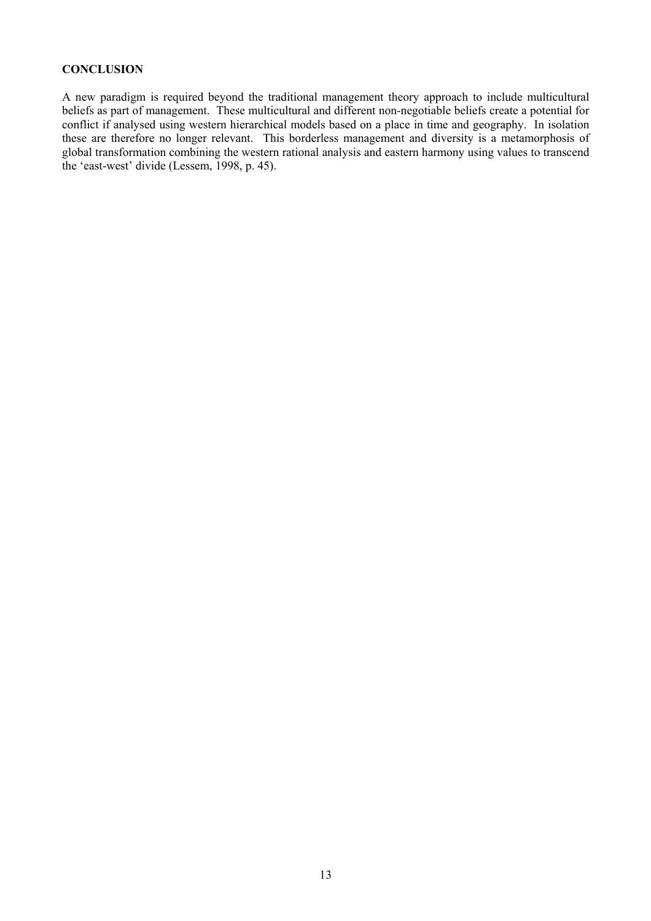**CONCLUSION**

A new paradigm is required beyond the traditional management theory approach to include multicultural beliefs as part of management. These multicultural and different non-negotiable beliefs create a potential for conflict if analysed using western hierarchical models based on a place in time and geography. In isolation these are therefore no longer relevant. This borderless management and diversity is a metamorphosis of global transformation combining the western rational analysis and eastern harmony using values to transcend the 'east-west' divide (Lessem, 1998, p. 45).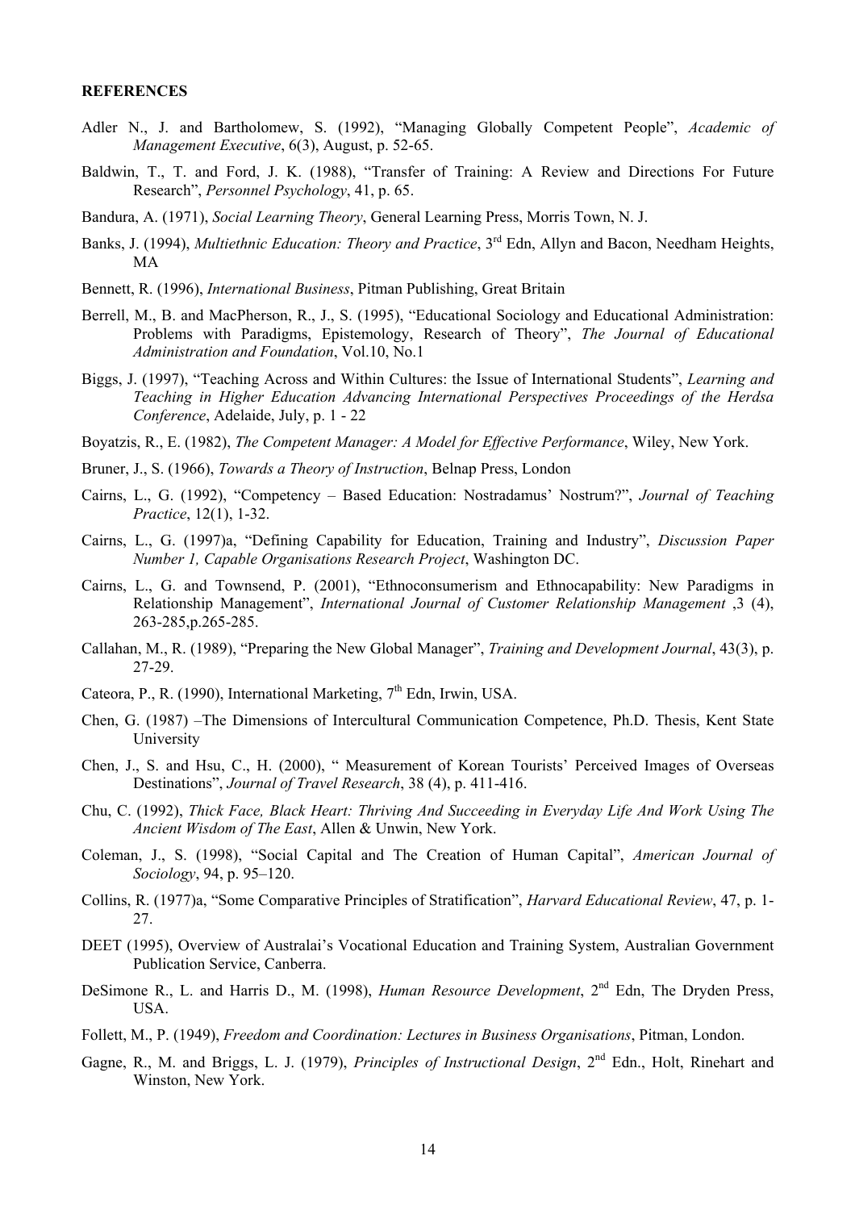**REFERENCES**

Adler N., J. and Bartholomew, S. (1992), "Managing Globally Competent People", *Academic of Management Executive*, 6(3), August, p. 52-65.

Baldwin, T., T. and Ford, J. K. (1988), "Transfer of Training: A Review and Directions For Future Research", *Personnel Psychology*, 41, p. 65.

Bandura, A. (1971), *Social Learning Theory*, General Learning Press, Morris Town, N. J.

Banks, J. (1994), *Multiethnic Education: Theory and Practice*, 3rd Edn, Allyn and Bacon, Needham Heights, MA

Bennett, R. (1996), *International Business*, Pitman Publishing, Great Britain

Berrell, M., B. and MacPherson, R., J., S. (1995), "Educational Sociology and Educational Administration: Problems with Paradigms, Epistemology, Research of Theory", *The Journal of Educational Administration and Foundation*, Vol.10, No.1

Biggs, J. (1997), "Teaching Across and Within Cultures: the Issue of International Students", *Learning and Teaching in Higher Education Advancing International Perspectives Proceedings of the Herdsa Conference*, Adelaide, July, p. 1 - 22

Boyatzis, R., E. (1982), *The Competent Manager: A Model for Effective Performance*, Wiley, New York.

Bruner, J., S. (1966), *Towards a Theory of Instruction*, Belnap Press, London

Cairns, L., G. (1992), "Competency – Based Education: Nostradamus' Nostrum?", *Journal of Teaching Practice*, 12(1), 1-32.

Cairns, L., G. (1997)a, "Defining Capability for Education, Training and Industry", *Discussion Paper Number 1, Capable Organisations Research Project*, Washington DC.

Cairns, L., G. and Townsend, P. (2001), "Ethnoconsumerism and Ethnocapability: New Paradigms in Relationship Management", *International Journal of Customer Relationship Management* ,3 (4), 263-285,p.265-285.

Callahan, M., R. (1989), "Preparing the New Global Manager", *Training and Development Journal*, 43(3), p. 27-29.

Cateora, P., R. (1990), International Marketing, 7th Edn, Irwin, USA.

Chen, G. (1987) –The Dimensions of Intercultural Communication Competence, Ph.D. Thesis, Kent State University

Chen, J., S. and Hsu, C., H. (2000), " Measurement of Korean Tourists' Perceived Images of Overseas Destinations", *Journal of Travel Research*, 38 (4), p. 411-416.

Chu, C. (1992), *Thick Face, Black Heart: Thriving And Succeeding in Everyday Life And Work Using The Ancient Wisdom of The East*, Allen & Unwin, New York.

Coleman, J., S. (1998), "Social Capital and The Creation of Human Capital", *American Journal of Sociology*, 94, p. 95–120.

Collins, R. (1977)a, "Some Comparative Principles of Stratification", *Harvard Educational Review*, 47, p. 1-27.

DEET (1995), Overview of Australai's Vocational Education and Training System, Australian Government Publication Service, Canberra.

DeSimone R., L. and Harris D., M. (1998), *Human Resource Development*, 2nd Edn, The Dryden Press, USA.

Follett, M., P. (1949), *Freedom and Coordination: Lectures in Business Organisations*, Pitman, London.

Gagne, R., M. and Briggs, L. J. (1979), *Principles of Instructional Design*, 2nd Edn., Holt, Rinehart and Winston, New York.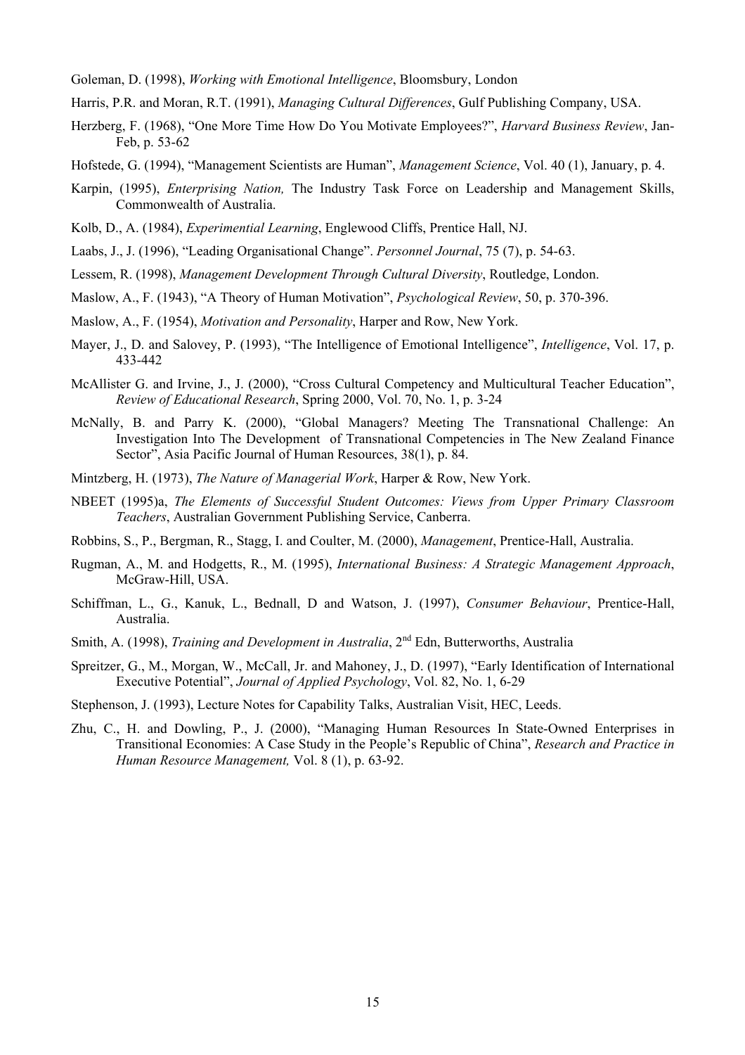Goleman, D. (1998), *Working with Emotional Intelligence*, Bloomsbury, London

Harris, P.R. and Moran, R.T. (1991), *Managing Cultural Differences*, Gulf Publishing Company, USA.

Herzberg, F. (1968), "One More Time How Do You Motivate Employees?", *Harvard Business Review*, Jan-Feb, p. 53-62

Hofstede, G. (1994), "Management Scientists are Human", *Management Science*, Vol. 40 (1), January, p. 4.

Karpin, (1995), *Enterprising Nation,* The Industry Task Force on Leadership and Management Skills, Commonwealth of Australia.

Kolb, D., A. (1984), *Experimential Learning*, Englewood Cliffs, Prentice Hall, NJ.

Laabs, J., J. (1996), "Leading Organisational Change". *Personnel Journal*, 75 (7), p. 54-63.

Lessem, R. (1998), *Management Development Through Cultural Diversity*, Routledge, London.

Maslow, A., F. (1943), "A Theory of Human Motivation", *Psychological Review*, 50, p. 370-396.

Maslow, A., F. (1954), *Motivation and Personality*, Harper and Row, New York.

Mayer, J., D. and Salovey, P. (1993), "The Intelligence of Emotional Intelligence", *Intelligence*, Vol. 17, p. 433-442

McAllister G. and Irvine, J., J. (2000), "Cross Cultural Competency and Multicultural Teacher Education", *Review of Educational Research*, Spring 2000, Vol. 70, No. 1, p. 3-24

McNally, B. and Parry K. (2000), "Global Managers? Meeting The Transnational Challenge: An Investigation Into The Development of Transnational Competencies in The New Zealand Finance Sector", Asia Pacific Journal of Human Resources, 38(1), p. 84.

Mintzberg, H. (1973), *The Nature of Managerial Work*, Harper & Row, New York.

NBEET (1995)a, *The Elements of Successful Student Outcomes: Views from Upper Primary Classroom Teachers*, Australian Government Publishing Service, Canberra.

Robbins, S., P., Bergman, R., Stagg, I. and Coulter, M. (2000), *Management*, Prentice-Hall, Australia.

Rugman, A., M. and Hodgetts, R., M. (1995), *International Business: A Strategic Management Approach*, McGraw-Hill, USA.

Schiffman, L., G., Kanuk, L., Bednall, D and Watson, J. (1997), *Consumer Behaviour*, Prentice-Hall, Australia.

Smith, A. (1998), *Training and Development in Australia*, 2nd Edn, Butterworths, Australia

Spreitzer, G., M., Morgan, W., McCall, Jr. and Mahoney, J., D. (1997), "Early Identification of International Executive Potential", *Journal of Applied Psychology*, Vol. 82, No. 1, 6-29

Stephenson, J. (1993), Lecture Notes for Capability Talks, Australian Visit, HEC, Leeds.

Zhu, C., H. and Dowling, P., J. (2000), "Managing Human Resources In State-Owned Enterprises in Transitional Economies: A Case Study in the People's Republic of China", *Research and Practice in Human Resource Management,* Vol. 8 (1), p. 63-92.